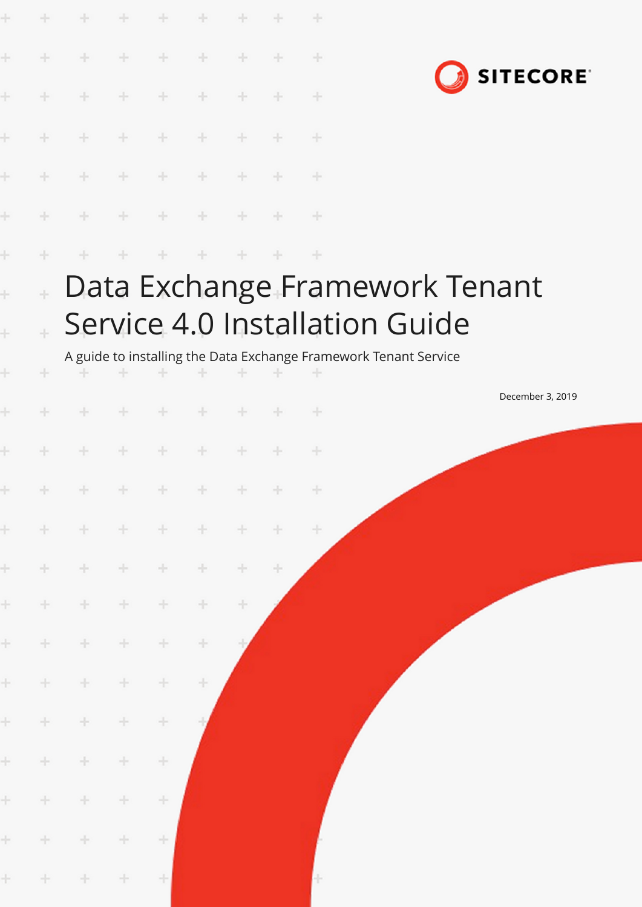# Data Exchange Framework Tenant Service 4.0 Installation Guide

A guide to installing the Data Exchange Framework Tenant Service

December 3, 2019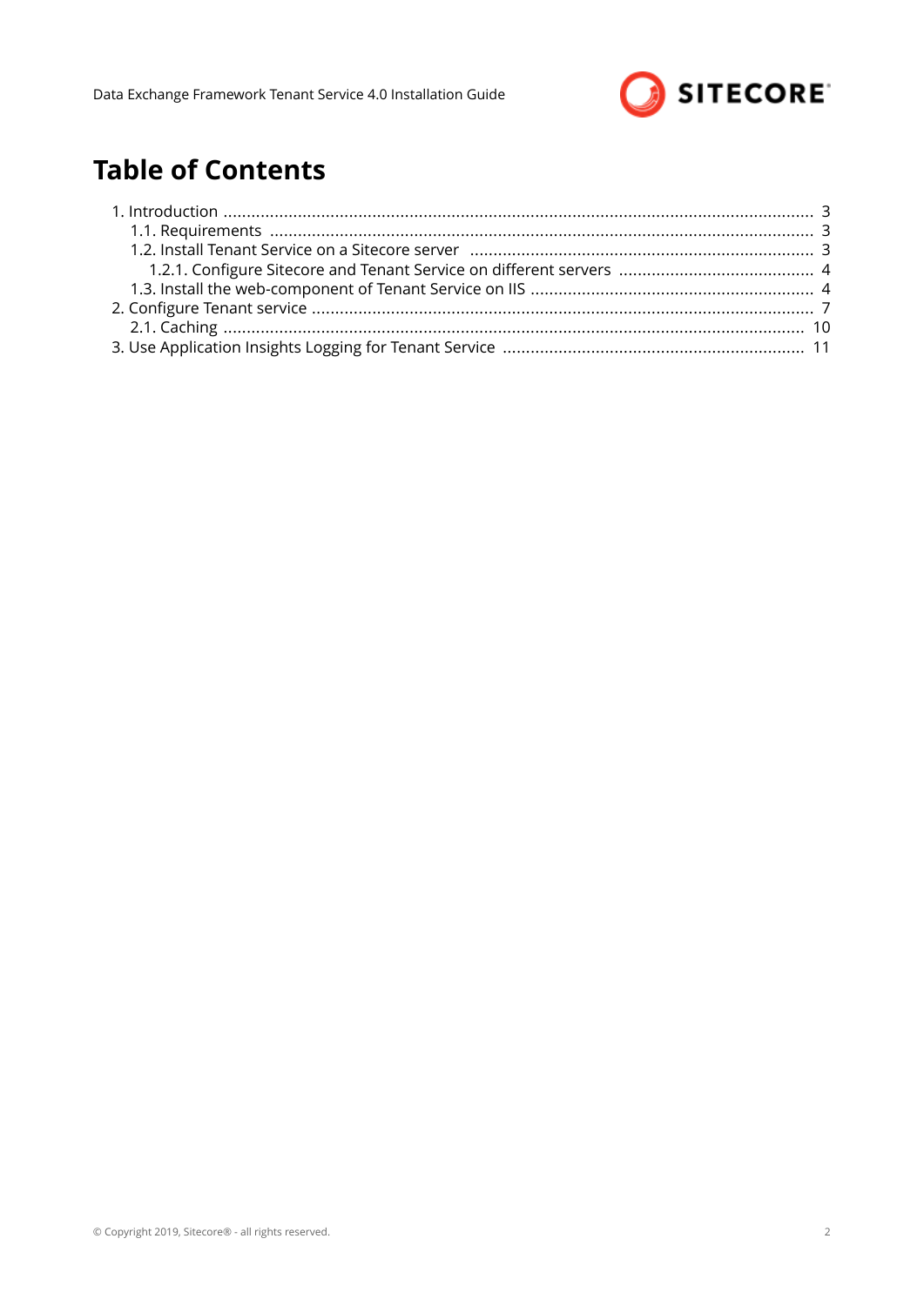# Table of Contents

1. Introduction ............................................................................................................................ 3
   - 1.1. Requirements .................................................................................................................. 3
   - 1.2. Install Tenant Service on a Sitecore server ........................................................................ 3
     - 1.2.1. Configure Sitecore and Tenant Service on different servers ........................................ 4
   - 1.3. Install the web-component of Tenant Service on IIS .......................................................... 4
2. Configure Tenant service ......................................................................................................... 7
   - 2.1. Caching ......................................................................................................................... 10
3. Use Application Insights Logging for Tenant Service ............................................................... 11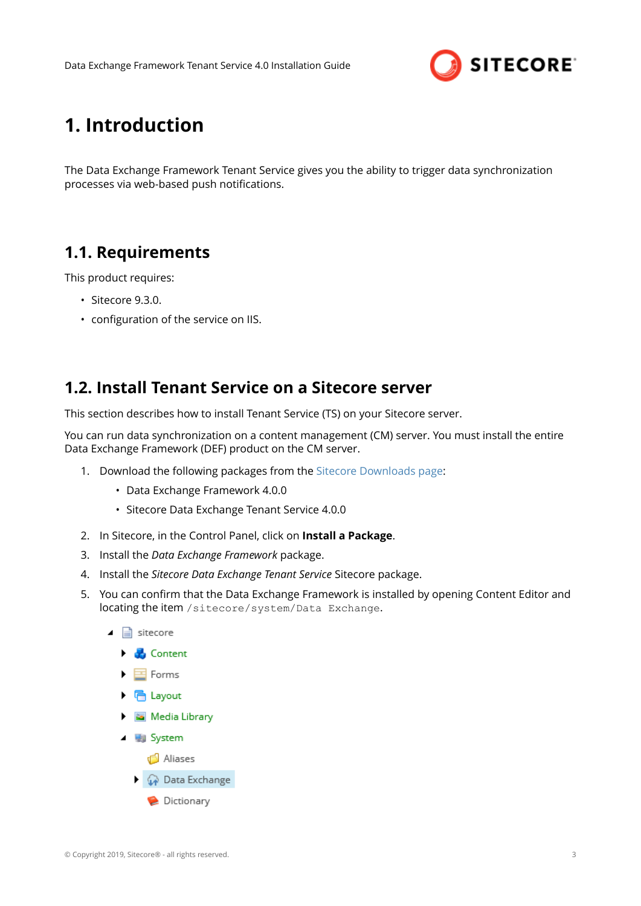# 1. Introduction

The Data Exchange Framework Tenant Service gives you the ability to trigger data synchronization processes via web-based push notifications.

## 1.1. Requirements

This product requires:

- Sitecore 9.3.0.
- configuration of the service on IIS.

## 1.2. Install Tenant Service on a Sitecore server

This section describes how to install Tenant Service (TS) on your Sitecore server.

You can run data synchronization on a content management (CM) server. You must install the entire Data Exchange Framework (DEF) product on the CM server.

1. Download the following packages from the Sitecore Downloads page:
   - Data Exchange Framework 4.0.0
   - Sitecore Data Exchange Tenant Service 4.0.0
2. In Sitecore, in the Control Panel, click on **Install a Package**.
3. Install the *Data Exchange Framework* package.
4. Install the *Sitecore Data Exchange Tenant Service* Sitecore package.
5. You can confirm that the Data Exchange Framework is installed by opening Content Editor and locating the item `/sitecore/system/Data Exchange`.

```
sitecore
  Content
  Forms
  Layout
  Media Library
  System
    Aliases
    Data Exchange
    Dictionary
```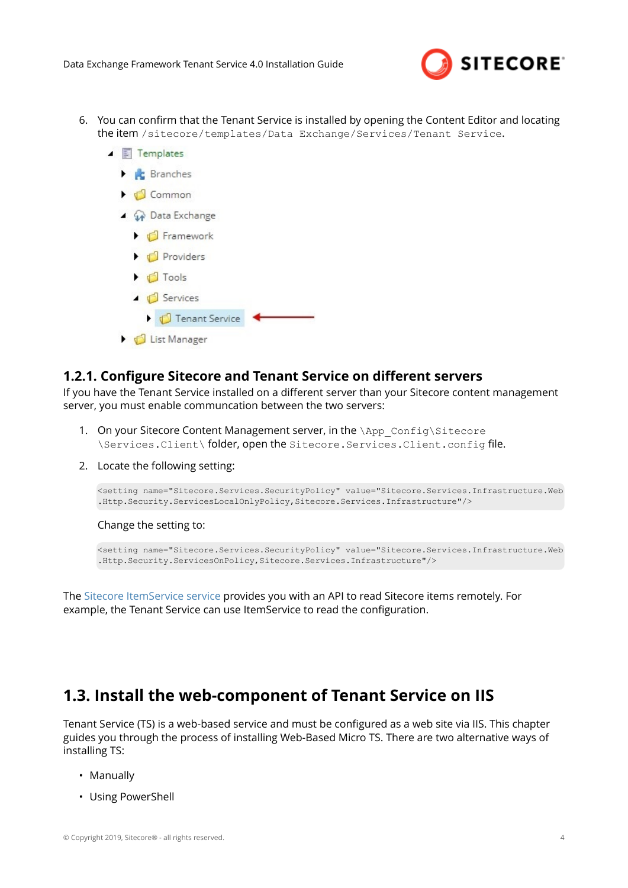6. You can confirm that the Tenant Service is installed by opening the Content Editor and locating the item `/sitecore/templates/Data Exchange/Services/Tenant Service`.

### 1.2.1. Configure Sitecore and Tenant Service on different servers

If you have the Tenant Service installed on a different server than your Sitecore content management server, you must enable communcation between the two servers:

1. On your Sitecore Content Management server, in the `\App_Config\Sitecore\Services.Client\` folder, open the `Sitecore.Services.Client.config` file.
2. Locate the following setting:

   ```
   <setting name="Sitecore.Services.SecurityPolicy" value="Sitecore.Services.Infrastructure.Web.Http.Security.ServicesLocalOnlyPolicy,Sitecore.Services.Infrastructure"/>
   ```

   Change the setting to:

   ```
   <setting name="Sitecore.Services.SecurityPolicy" value="Sitecore.Services.Infrastructure.Web.Http.Security.ServicesOnPolicy,Sitecore.Services.Infrastructure"/>
   ```

The Sitecore ItemService service provides you with an API to read Sitecore items remotely. For example, the Tenant Service can use ItemService to read the configuration.

## 1.3. Install the web-component of Tenant Service on IIS

Tenant Service (TS) is a web-based service and must be configured as a web site via IIS. This chapter guides you through the process of installing Web-Based Micro TS. There are two alternative ways of installing TS:

- Manually
- Using PowerShell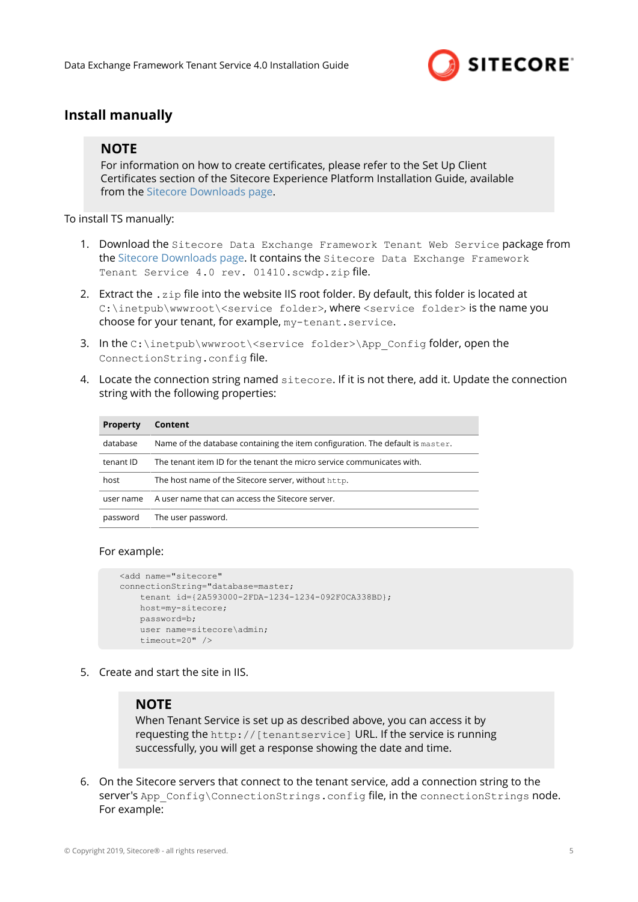## Install manually

> **NOTE**
> For information on how to create certificates, please refer to the Set Up Client Certificates section of the Sitecore Experience Platform Installation Guide, available from the Sitecore Downloads page.

To install TS manually:

1. Download the `Sitecore Data Exchange Framework Tenant Web Service` package from the Sitecore Downloads page. It contains the `Sitecore Data Exchange Framework Tenant Service 4.0 rev. 01410.scwdp.zip` file.

2. Extract the `.zip` file into the website IIS root folder. By default, this folder is located at `C:\inetpub\wwwroot\<service folder>`, where `<service folder>` is the name you choose for your tenant, for example, `my-tenant.service`.

3. In the `C:\inetpub\wwwroot\<service folder>\App_Config` folder, open the `ConnectionString.config` file.

4. Locate the connection string named `sitecore`. If it is not there, add it. Update the connection string with the following properties:

| Property | Content |
|---|---|
| database | Name of the database containing the item configuration. The default is `master`. |
| tenant ID | The tenant item ID for the tenant the micro service communicates with. |
| host | The host name of the Sitecore server, without `http`. |
| user name | A user name that can access the Sitecore server. |
| password | The user password. |

   For example:

```
<add name="sitecore"
connectionString="database=master;
    tenant id={2A593000-2FDA-1234-1234-092F0CA338BD};
    host=my-sitecore;
    password=b;
    user name=sitecore\admin;
    timeout=20" />
```

5. Create and start the site in IIS.

> **NOTE**
> When Tenant Service is set up as described above, you can access it by requesting the `http://[tenantservice]` URL. If the service is running successfully, you will get a response showing the date and time.

6. On the Sitecore servers that connect to the tenant service, add a connection string to the server's `App_Config\ConnectionStrings.config` file, in the `connectionStrings` node. For example: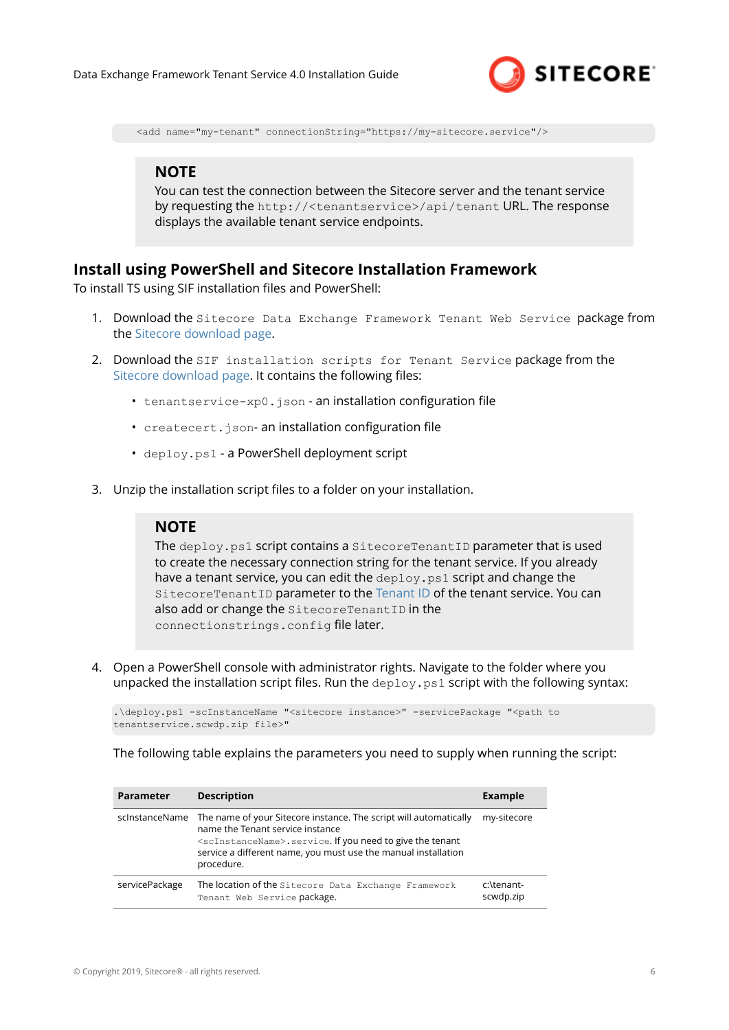```
<add name="my-tenant" connectionString="https://my-sitecore.service"/>
```

> **NOTE**
>
> You can test the connection between the Sitecore server and the tenant service by requesting the `http://<tenantservice>/api/tenant` URL. The response displays the available tenant service endpoints.

## Install using PowerShell and Sitecore Installation Framework

To install TS using SIF installation files and PowerShell:

1. Download the `Sitecore Data Exchange Framework Tenant Web Service` package from the Sitecore download page.

2. Download the `SIF installation scripts for Tenant Service` package from the Sitecore download page. It contains the following files:

   - `tenantservice-xp0.json` - an installation configuration file
   - `createcert.json`- an installation configuration file
   - `deploy.ps1` - a PowerShell deployment script

3. Unzip the installation script files to a folder on your installation.

   > **NOTE**
   >
   > The `deploy.ps1` script contains a `SitecoreTenantID` parameter that is used to create the necessary connection string for the tenant service. If you already have a tenant service, you can edit the `deploy.ps1` script and change the `SitecoreTenantID` parameter to the Tenant ID of the tenant service. You can also add or change the `SitecoreTenantID` in the `connectionstrings.config` file later.

4. Open a PowerShell console with administrator rights. Navigate to the folder where you unpacked the installation script files. Run the `deploy.ps1` script with the following syntax:

   ```
   .\deploy.ps1 -scInstanceName "<sitecore instance>" -servicePackage "<path to tenantservice.scwdp.zip file>"
   ```

   The following table explains the parameters you need to supply when running the script:

| Parameter | Description | Example |
|---|---|---|
| scInstanceName | The name of your Sitecore instance. The script will automatically name the Tenant service instance `<scInstanceName>.service`. If you need to give the tenant service a different name, you must use the manual installation procedure. | my-sitecore |
| servicePackage | The location of the `Sitecore Data Exchange Framework Tenant Web Service` package. | c:\tenant-scwdp.zip |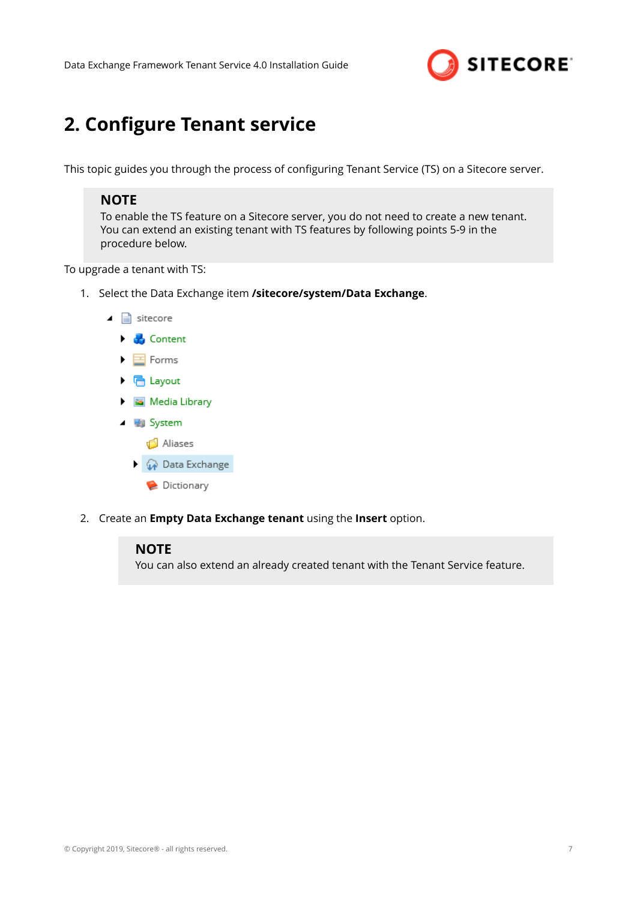# 2. Configure Tenant service

This topic guides you through the process of configuring Tenant Service (TS) on a Sitecore server.

> **NOTE**
> To enable the TS feature on a Sitecore server, you do not need to create a new tenant. You can extend an existing tenant with TS features by following points 5-9 in the procedure below.

To upgrade a tenant with TS:

1. Select the Data Exchange item **/sitecore/system/Data Exchange**.

   - sitecore
     - Content
     - Forms
     - Layout
     - Media Library
     - System
       - Aliases
       - Data Exchange
       - Dictionary

2. Create an **Empty Data Exchange tenant** using the **Insert** option.

   > **NOTE**
   > You can also extend an already created tenant with the Tenant Service feature.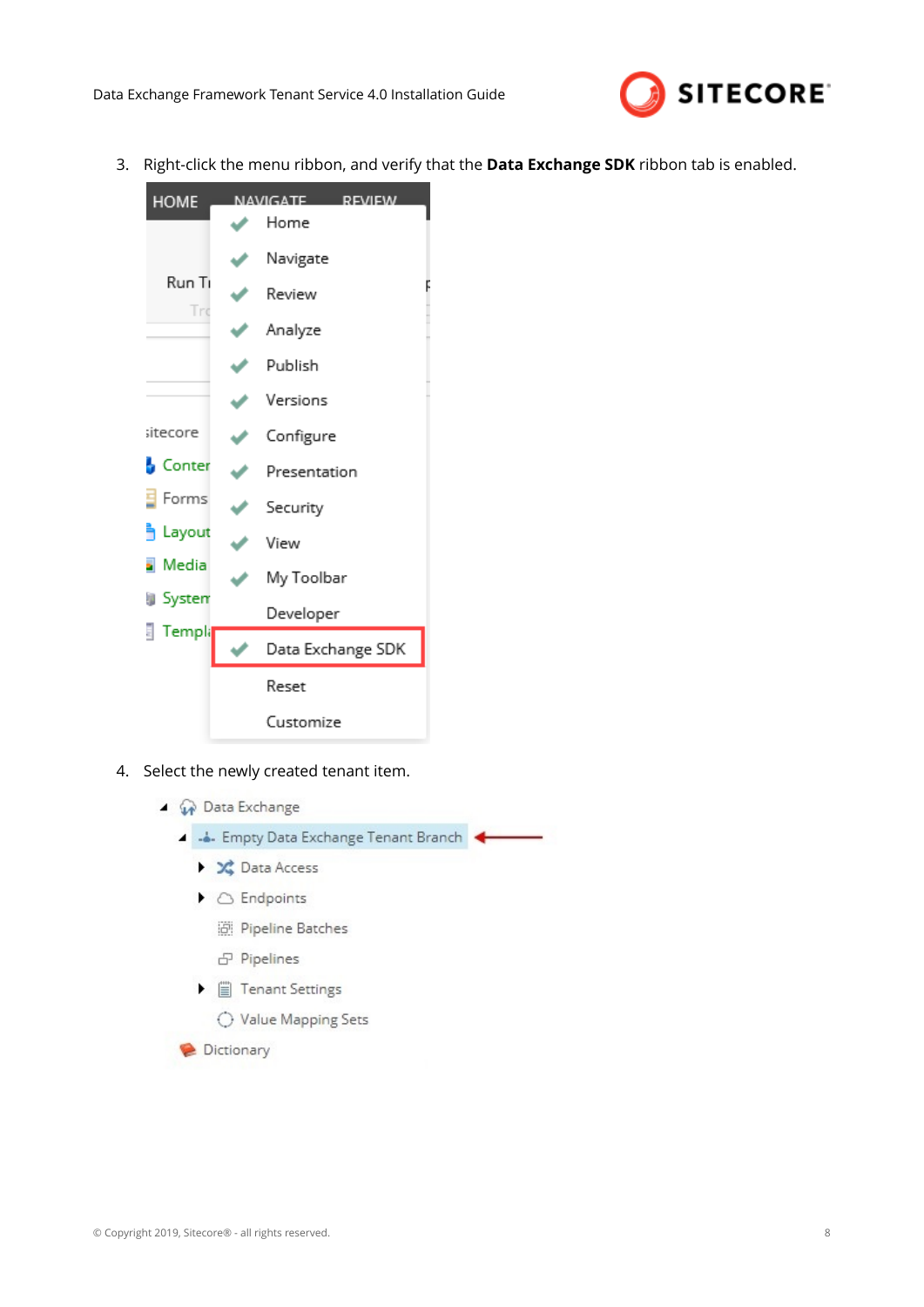3. Right-click the menu ribbon, and verify that the **Data Exchange SDK** ribbon tab is enabled.

4. Select the newly created tenant item.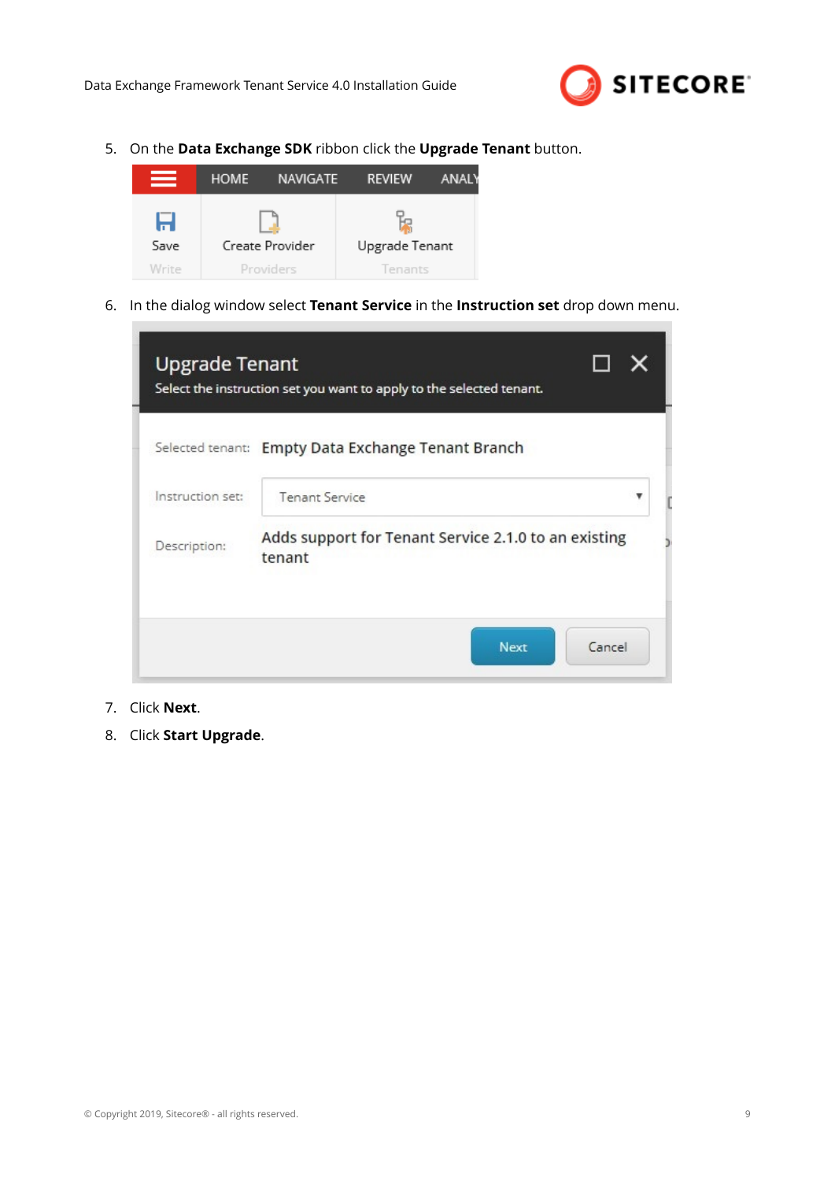5. On the **Data Exchange SDK** ribbon click the **Upgrade Tenant** button.

6. In the dialog window select **Tenant Service** in the **Instruction set** drop down menu.

7. Click **Next**.

8. Click **Start Upgrade**.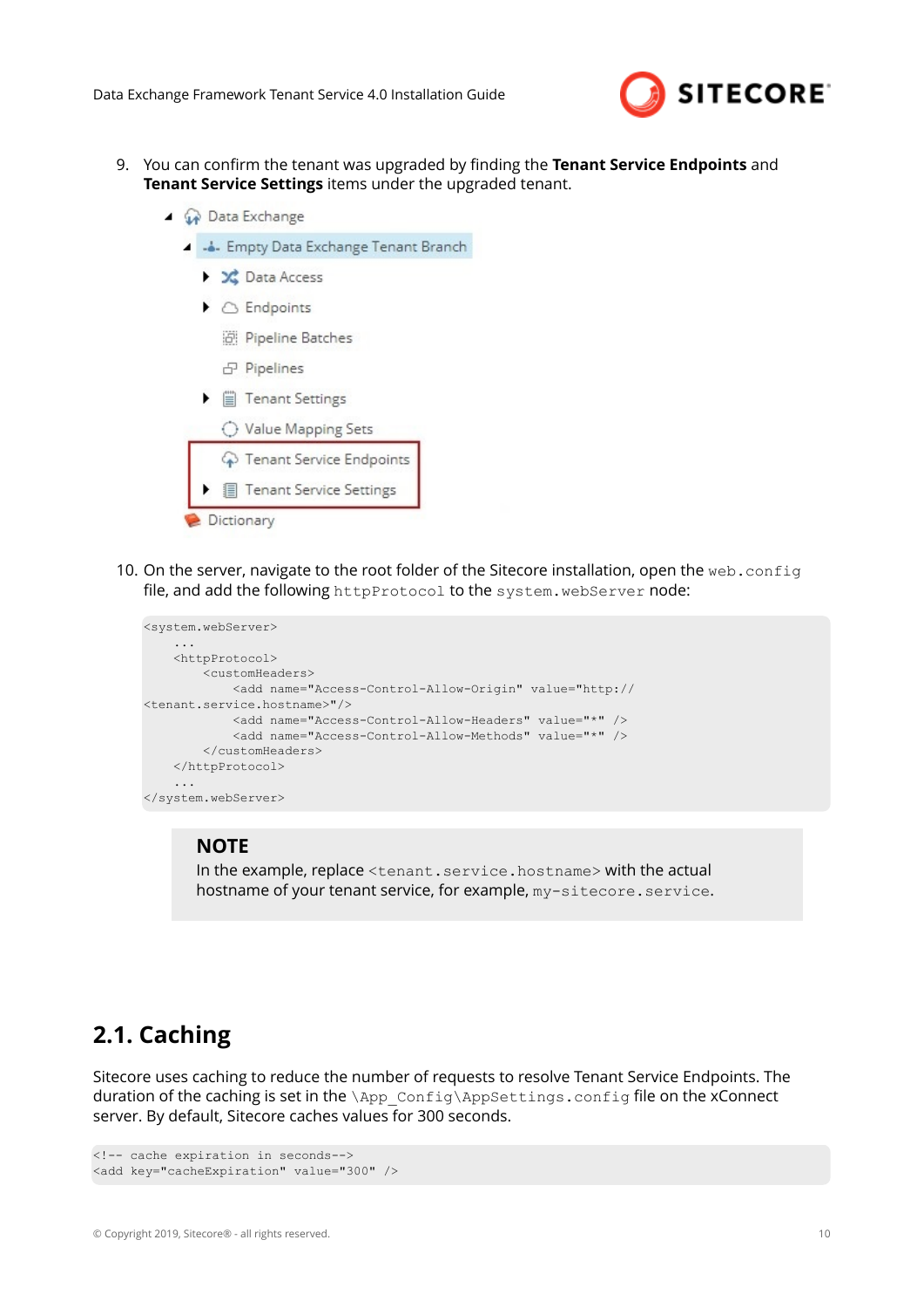9. You can confirm the tenant was upgraded by finding the **Tenant Service Endpoints** and **Tenant Service Settings** items under the upgraded tenant.

10. On the server, navigate to the root folder of the Sitecore installation, open the `web.config` file, and add the following `httpProtocol` to the `system.webServer` node:

```
<system.webServer>
    ...
    <httpProtocol>
        <customHeaders>
            <add name="Access-Control-Allow-Origin" value="http://
<tenant.service.hostname>"/>
            <add name="Access-Control-Allow-Headers" value="*" />
            <add name="Access-Control-Allow-Methods" value="*" />
        </customHeaders>
    </httpProtocol>
    ...
</system.webServer>
```

> **NOTE**
>
> In the example, replace `<tenant.service.hostname>` with the actual hostname of your tenant service, for example, `my-sitecore.service`.

## 2.1. Caching

Sitecore uses caching to reduce the number of requests to resolve Tenant Service Endpoints. The duration of the caching is set in the `\App_Config\AppSettings.config` file on the xConnect server. By default, Sitecore caches values for 300 seconds.

```
<!-- cache expiration in seconds-->
<add key="cacheExpiration" value="300" />
```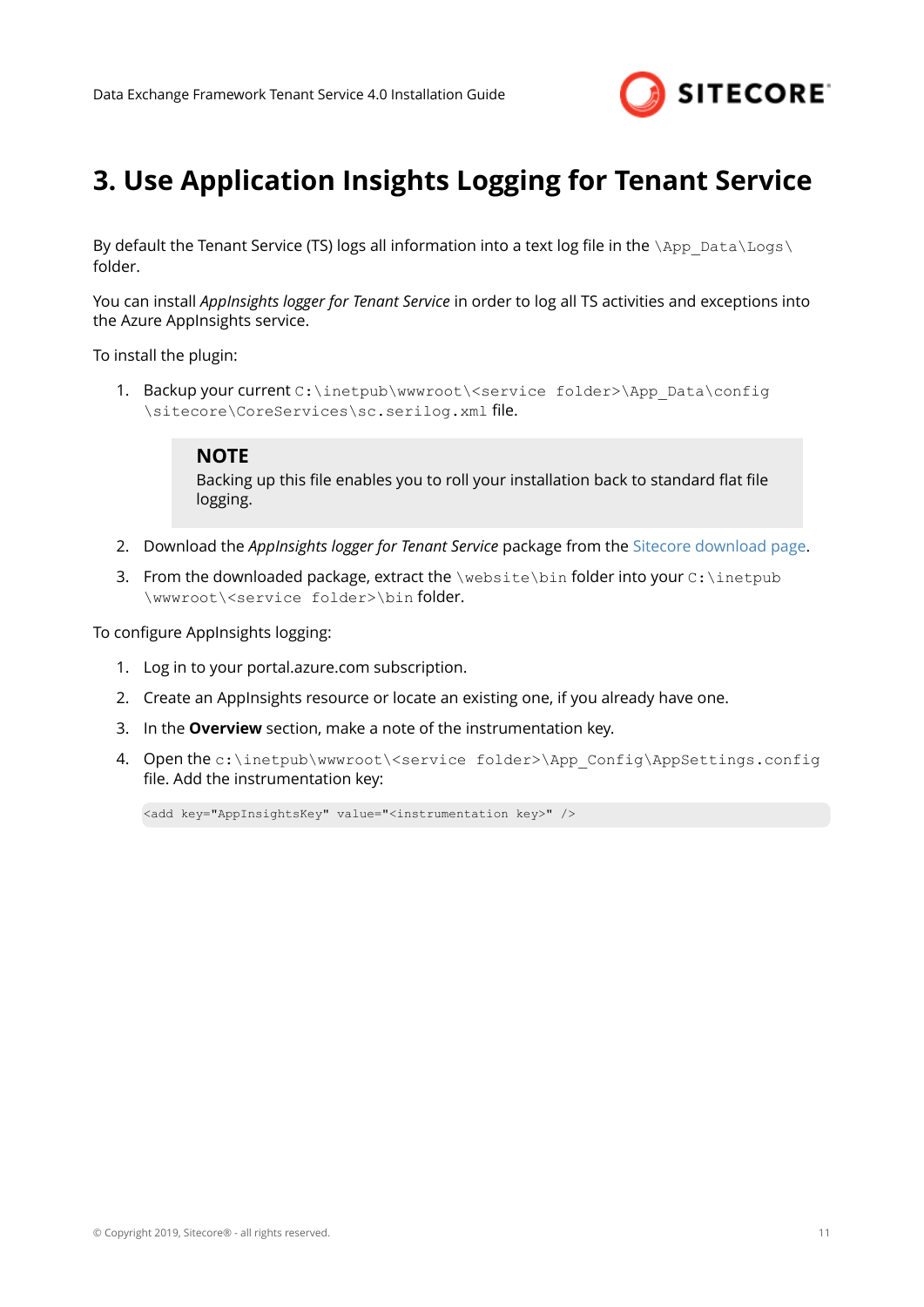# 3. Use Application Insights Logging for Tenant Service

By default the Tenant Service (TS) logs all information into a text log file in the `\App_Data\Logs\` folder.

You can install *AppInsights logger for Tenant Service* in order to log all TS activities and exceptions into the Azure AppInsights service.

To install the plugin:

1. Backup your current `C:\inetpub\wwwroot\<service folder>\App_Data\config\sitecore\CoreServices\sc.serilog.xml` file.

   > **NOTE**
   > Backing up this file enables you to roll your installation back to standard flat file logging.

2. Download the *AppInsights logger for Tenant Service* package from the Sitecore download page.
3. From the downloaded package, extract the `\website\bin` folder into your `C:\inetpub\wwwroot\<service folder>\bin` folder.

To configure AppInsights logging:

1. Log in to your portal.azure.com subscription.
2. Create an AppInsights resource or locate an existing one, if you already have one.
3. In the **Overview** section, make a note of the instrumentation key.
4. Open the `c:\inetpub\wwwroot\<service folder>\App_Config\AppSettings.config` file. Add the instrumentation key:

   ```
   <add key="AppInsightsKey" value="<instrumentation key>" />
   ```